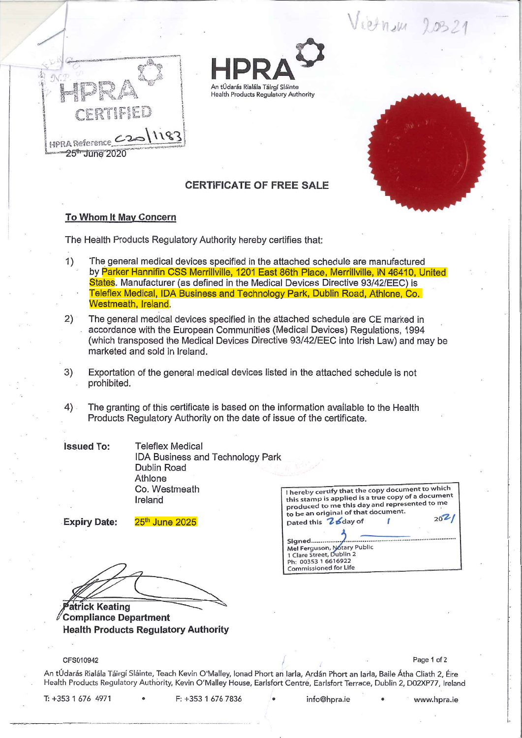Vietnam 20321

HPRA CERTIFIED

HPRA Reference C20\1183

25th June 2020

**HPRA**

An tÚdarás Rialála Táirgí Sláinte
Health Products Regulatory Authority

## CERTIFICATE OF FREE SALE

**To Whom It May Concern**

The Health Products Regulatory Authority hereby certifies that:

1) The general medical devices specified in the attached schedule are manufactured by Parker Hannifin CSS Merrillville, 1201 East 86th Place, Merrillville, IN 46410, United States. Manufacturer (as defined in the Medical Devices Directive 93/42/EEC) is Teleflex Medical, IDA Business and Technology Park, Dublin Road, Athlone, Co. Westmeath, Ireland.

2) The general medical devices specified in the attached schedule are CE marked in accordance with the European Communities (Medical Devices) Regulations, 1994 (which transposed the Medical Devices Directive 93/42/EEC into Irish Law) and may be marketed and sold in Ireland.

3) Exportation of the general medical devices listed in the attached schedule is not prohibited.

4) The granting of this certificate is based on the information available to the Health Products Regulatory Authority on the date of issue of the certificate.

**Issued To:** Teleflex Medical
IDA Business and Technology Park
Dublin Road
Athlone
Co. Westmeath
Ireland

**Expiry Date:** 25th June 2025

I hereby certify that the copy document to which this stamp is applied is a true copy of a document produced to me this day and represented to me to be an original of that document.
Dated this 26 day of 1 2021

Signed.............................................
Mel Ferguson, Notary Public
1 Clare Street, Dublin 2
Ph: 00353 1 6616922
Commissioned for Life

**Patrick Keating**
**Compliance Department**
**Health Products Regulatory Authority**

CFS010942

An tÚdarás Rialála Táirgí Sláinte, Teach Kevin O'Malley, Ionad Phort an Iarla, Ardán Phort an Iarla, Baile Átha Cliath 2, Éire
Health Products Regulatory Authority, Kevin O'Malley House, Earlsfort Centre, Earlsfort Terrace, Dublin 2, D02XP77, Ireland

T: +353 1 676 4971 • F: +353 1 676 7836 • info@hpra.ie • www.hpra.ie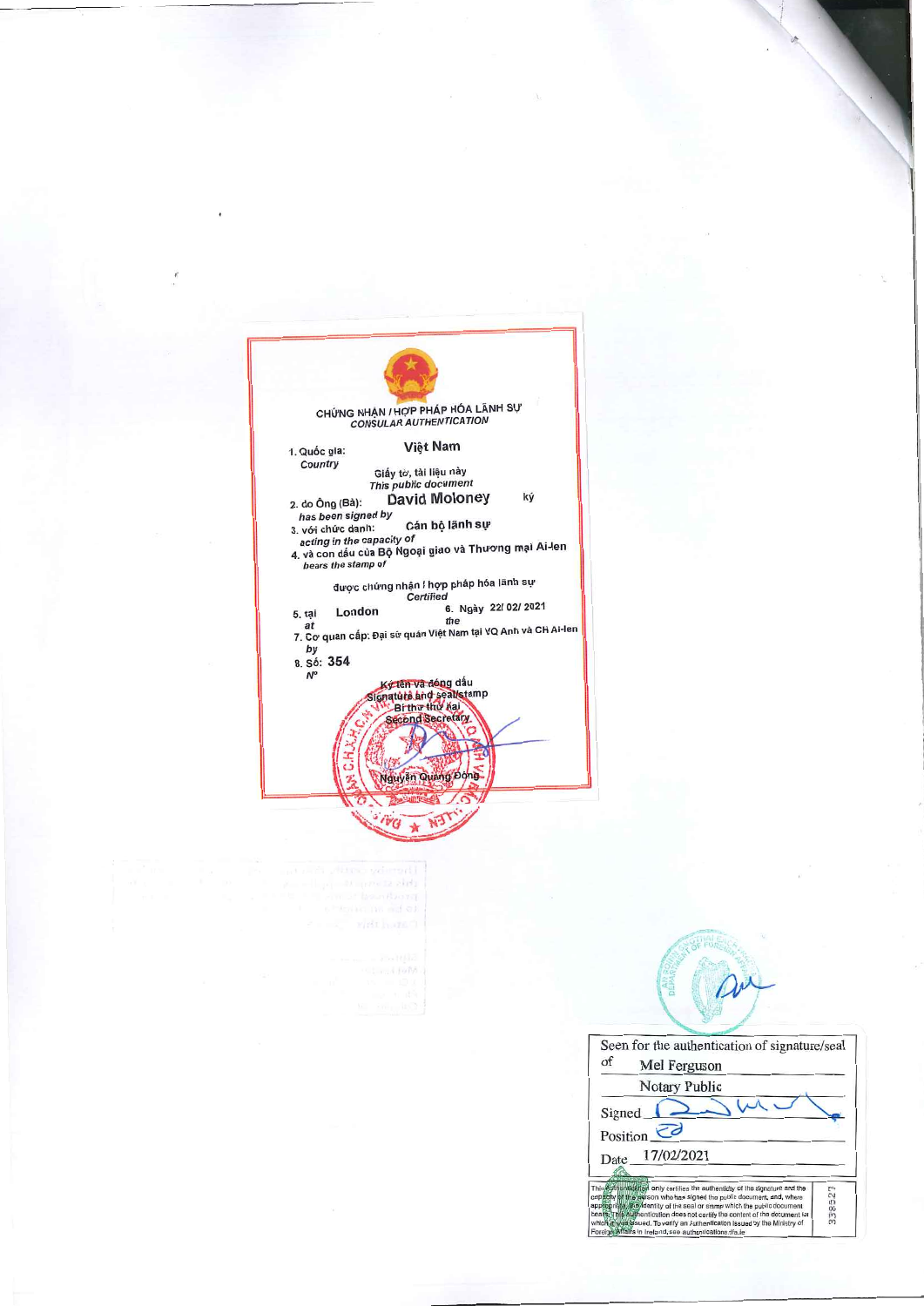CHỨNG NHẬN / HỢP PHÁP HÓA LÃNH SỰ
*CONSULAR AUTHENTICATION*

1. Quốc gia: **Việt Nam**
   *Country*

Giấy tờ, tài liệu này
*This public document*

2. do Ông (Bà): **David Moloney** ký
   *has been signed by*
3. với chức danh: Cán bộ lãnh sự
   *acting in the capacity of*
4. và con dấu của Bộ Ngoại giao và Thương mại Ai-len
   *bears the stamp of*

được chứng nhận / hợp pháp hóa lãnh sự
*Certified*

5. tại London 6. Ngày 22/ 02/ 2021
   *at* *the*
7. Cơ quan cấp: Đại sứ quán Việt Nam tại VQ Anh và CH Ai-len
   *by*
8. Số: **354**
   *N°*

Ký tên và đóng dấu
Signature and seal/stamp
Bí thư thứ hai
Second Secretary

Nguyễn Quang Đông

---

| Seen for the authentication of signature/seal | |
|---|---|
| of | Mel Ferguson |
| | Notary Public |
| Signed | |
| Position | |
| Date | 17/02/2021 |

This Authentication only certifies the authenticity of the signature and the capacity of the person who has signed the public document, and, where appropriate, the identity of the seal or stamp which the public document bears. This Authentication does not certify the content of the document for which it was issued. To verify an Authentication issued by the Ministry of Foreign Affairs in Ireland, see authentications.dfa.ie

338527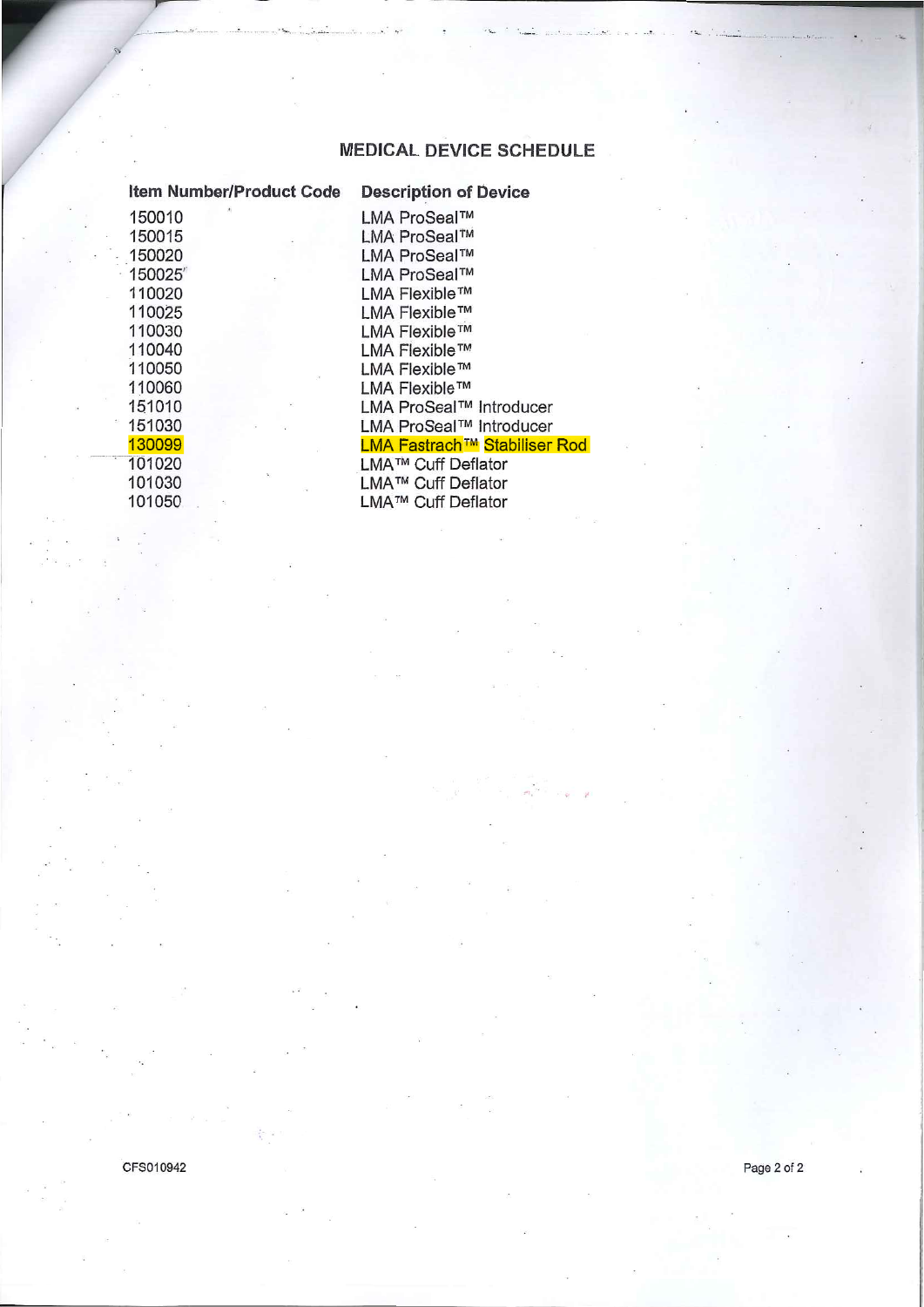## MEDICAL DEVICE SCHEDULE

| Item Number/Product Code | Description of Device |
|---|---|
| 150010 | LMA ProSeal™ |
| 150015 | LMA ProSeal™ |
| 150020 | LMA ProSeal™ |
| 150025 | LMA ProSeal™ |
| 110020 | LMA Flexible™ |
| 110025 | LMA Flexible™ |
| 110030 | LMA Flexible™ |
| 110040 | LMA Flexible™ |
| 110050 | LMA Flexible™ |
| 110060 | LMA Flexible™ |
| 151010 | LMA ProSeal™ Introducer |
| 151030 | LMA ProSeal™ Introducer |
| 130099 | LMA Fastrach™ Stabiliser Rod |
| 101020 | LMA™ Cuff Deflator |
| 101030 | LMA™ Cuff Deflator |
| 101050 | LMA™ Cuff Deflator |

CFS010942